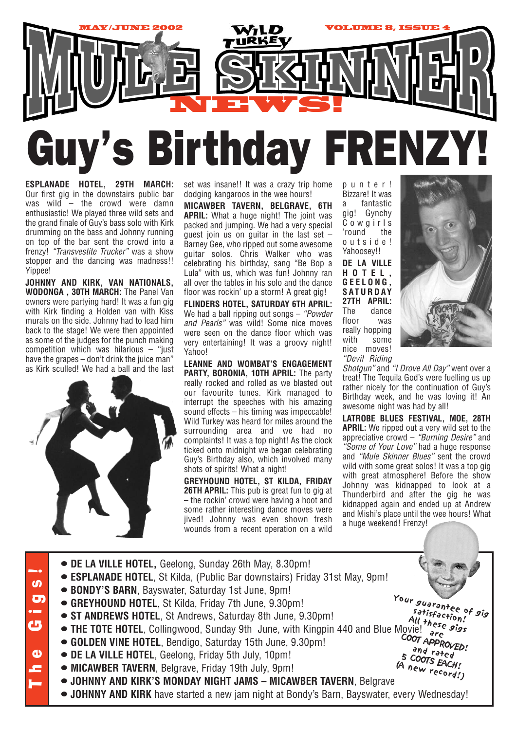MAY/JUNE 2002 — WILD TURKEY — VOLUME 8, ISSUE 4

# MULE SKINNER NEWS!

# Guy's Birthday FRENZY!

**ESPLANADE HOTEL, 29TH MARCH:** Our first gig in the downstairs public bar was wild – the crowd were damn enthusiastic! We played three wild sets and the grand finale of Guy's bass solo with Kirk drumming on the bass and Johnny running on top of the bar sent the crowd into a frenzy! *"Transvestite Trucker"* was a show stopper and the dancing was madness!! Yippee!

**JOHNNY AND KIRK, VAN NATIONALS, WODONGA , 30TH MARCH:** The Panel Van owners were partying hard! It was a fun gig with Kirk finding a Holden van with Kiss murals on the side. Johnny had to lead him back to the stage! We were then appointed as some of the judges for the punch making competition which was hilarious – "just have the grapes – don't drink the juice man" as Kirk sculled! We had a ball and the last set was insane!! It was a crazy trip home dodging kangaroos in the wee hours!

**MICAWBER TAVERN, BELGRAVE, 6TH APRIL:** What a huge night! The joint was packed and jumping. We had a very special guest join us on guitar in the last set – Barney Gee, who ripped out some awesome guitar solos. Chris Walker who was celebrating his birthday, sang "Be Bop a Lula" with us, which was fun! Johnny ran all over the tables in his solo and the dance floor was rockin' up a storm! A great gig!

**FLINDERS HOTEL, SATURDAY 6TH APRIL:** We had a ball ripping out songs – *"Powder and Pearls"* was wild! Some nice moves were seen on the dance floor which was very entertaining! It was a groovy night! Yahoo!

**LEANNE AND WOMBAT'S ENGAGEMENT PARTY, BORONIA, 10TH APRIL:** The party really rocked and rolled as we blasted out our favourite tunes. Kirk managed to interrupt the speeches with his amazing sound effects – his timing was impeccable! Wild Turkey was heard for miles around the surrounding area and we had no complaints! It was a top night! As the clock ticked onto midnight we began celebrating Guy's Birthday also, which involved many shots of spirits! What a night!

**GREYHOUND HOTEL, ST KILDA, FRIDAY 26TH APRIL:** This pub is great fun to gig at – the rockin' crowd were having a hoot and some rather interesting dance moves were jived! Johnny was even shown fresh wounds from a recent operation on a wild punter! Bizzare! It was a fantastic gig! Gynchy Cowgirls 'round the outside! Yahoosey!!

**DE LA VILLE HOTEL, GEELONG, SATURDAY 27TH APRIL:** The dance floor was really hopping with some nice moves! *"Devil Riding Shotgun"* and *"I Drove All Day"* went over a treat! The Tequila God's were fuelling us up rather nicely for the continuation of Guy's Birthday week, and he was loving it! An awesome night was had by all!

**LATROBE BLUES FESTIVAL, MOE, 28TH APRIL:** We ripped out a very wild set to the appreciative crowd – *"Burning Desire"* and *"Some of Your Love"* had a huge response and *"Mule Skinner Blues"* sent the crowd wild with some great solos! It was a top gig with great atmosphere! Before the show Johnny was kidnapped to look at a Thunderbird and after the gig he was kidnapped again and ended up at Andrew and Mishi's place until the wee hours! What a huge weekend! Frenzy!

## The Gigs!

- **DE LA VILLE HOTEL,** Geelong, Sunday 26th May, 8.30pm!
- **ESPLANADE HOTEL**, St Kilda, (Public Bar downstairs) Friday 31st May, 9pm!
- **BONDY'S BARN**, Bayswater, Saturday 1st June, 9pm!
- **GREYHOUND HOTEL**, St Kilda, Friday 7th June, 9.30pm!
- **ST ANDREWS HOTEL**, St Andrews, Saturday 8th June, 9.30pm!
- **THE TOTE HOTEL**, Collingwood, Sunday 9th June, with Kingpin 440 and Blue Movie!
- **GOLDEN VINE HOTEL**, Bendigo, Saturday 15th June, 9.30pm!
- **DE LA VILLE HOTEL**, Geelong, Friday 5th July, 10pm!
- **MICAWBER TAVERN**, Belgrave, Friday 19th July, 9pm!
- **JOHNNY AND KIRK'S MONDAY NIGHT JAMS – MICAWBER TAVERN**, Belgrave
- **JOHNNY AND KIRK** have started a new jam night at Bondy's Barn, Bayswater, every Wednesday!

Your guarantee of gig satisfaction! All these gigs are COOT APPROVED! and rated 5 COOTS EACH! (A new record!)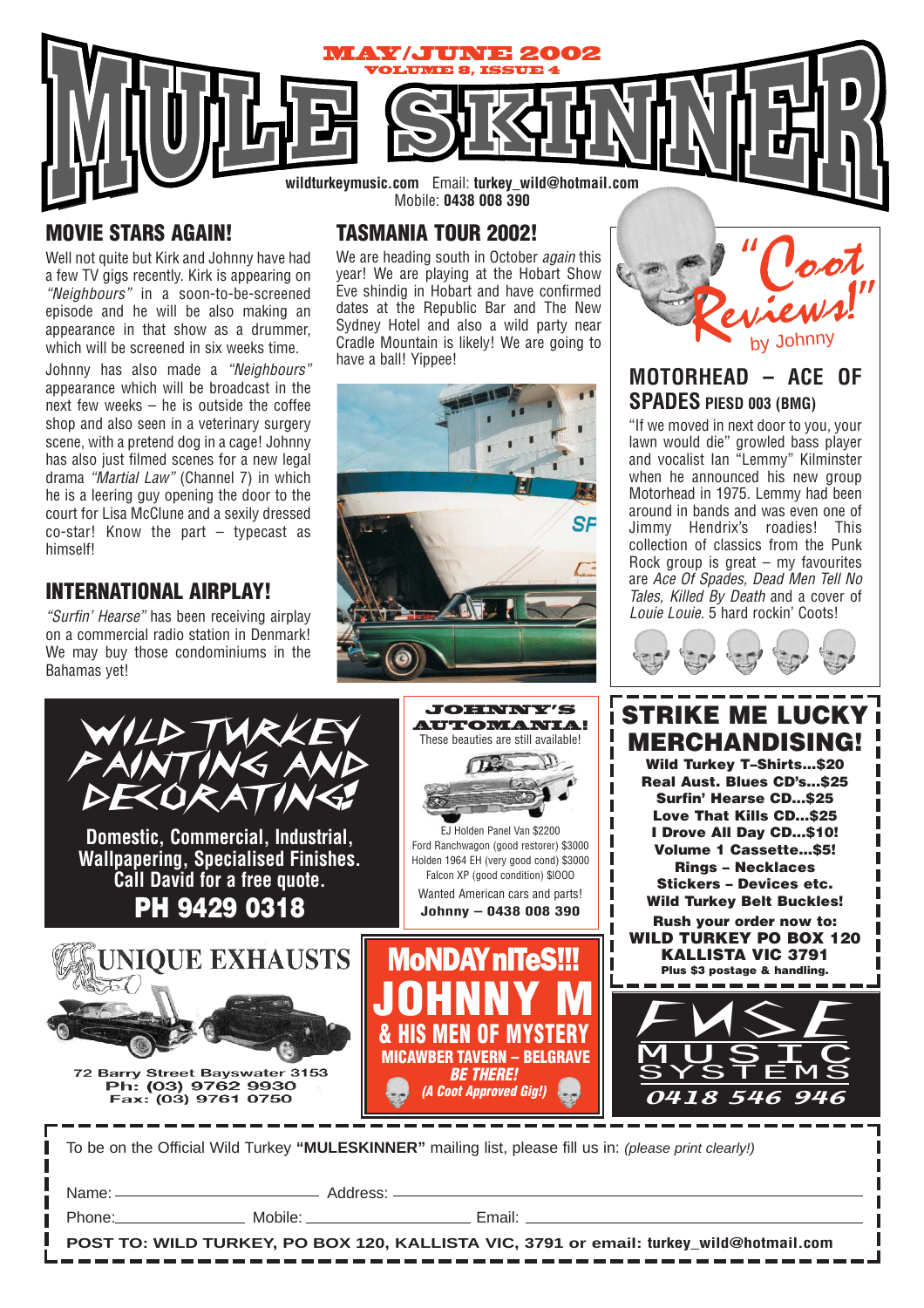# MULE SKINNER

**MAY/JUNE 2002**
**VOLUME 8, ISSUE 4**

**wildturkeymusic.com** Email: **turkey_wild@hotmail.com**
Mobile: **0438 008 390**

## MOVIE STARS AGAIN!

Well not quite but Kirk and Johnny have had a few TV gigs recently. Kirk is appearing on *"Neighbours"* in a soon-to-be-screened episode and he will be also making an appearance in that show as a drummer, which will be screened in six weeks time.

Johnny has also made a *"Neighbours"* appearance which will be broadcast in the next few weeks – he is outside the coffee shop and also seen in a veterinary surgery scene, with a pretend dog in a cage! Johnny has also just filmed scenes for a new legal drama *"Martial Law"* (Channel 7) in which he is a leering guy opening the door to the court for Lisa McClune and a sexily dressed co-star! Know the part – typecast as himself!

## INTERNATIONAL AIRPLAY!

*"Surfin' Hearse"* has been receiving airplay on a commercial radio station in Denmark! We may buy those condominiums in the Bahamas yet!

## TASMANIA TOUR 2002!

We are heading south in October *again* this year! We are playing at the Hobart Show Eve shindig in Hobart and have confirmed dates at the Republic Bar and The New Sydney Hotel and also a wild party near Cradle Mountain is likely! We are going to have a ball! Yippee!

## "Coot Reviews!" by Johnny

### MOTORHEAD – ACE OF SPADES PIESD 003 (BMG)

"If we moved in next door to you, your lawn would die" growled bass player and vocalist Ian "Lemmy" Kilminster when he announced his new group Motorhead in 1975. Lemmy had been around in bands and was even one of Jimmy Hendrix's roadies! This collection of classics from the Punk Rock group is great – my favourites are *Ace Of Spades, Dead Men Tell No Tales, Killed By Death* and a cover of *Louie Louie*. 5 hard rockin' Coots!

## WILD TURKEY PAINTING AND DECORATING!

**Domestic, Commercial, Industrial, Wallpapering, Specialised Finishes. Call David for a free quote.**

**PH 9429 0318**

## JOHNNY'S AUTOMANIA!

These beauties are still available!

EJ Holden Panel Van $2200
Ford Ranchwagon (good restorer) $3000
Holden 1964 EH (very good cond) $3000
Falcon XP (good condition) $1000

Wanted American cars and parts!
**Johnny – 0438 008 390**

## STRIKE ME LUCKY MERCHANDISING!

**Wild Turkey T–Shirts...$20**
**Real Aust. Blues CD's...$25**
**Surfin' Hearse CD...$25**
**Love That Kills CD...$25**
**I Drove All Day CD...$10!**
**Volume 1 Cassette...$5!**
**Rings – Necklaces**
**Stickers – Devices etc.**
**Wild Turkey Belt Buckles!**

**Rush your order now to:**
**WILD TURKEY PO BOX 120**
**KALLISTA VIC 3791**
**Plus $3 postage & handling.**

## UNIQUE EXHAUSTS

72 Barry Street Bayswater 3153
Ph: (03) 9762 9930
Fax: (03) 9761 0750

## MoNDAY nITeS!!!

## JOHNNY M

### & HIS MEN OF MYSTERY

**MICAWBER TAVERN – BELGRAVE**
***BE THERE!***
***(A Coot Approved Gig!)***

## FUSE MUSIC SYSTEMS

**0418 546 946**

---

To be on the Official Wild Turkey **"MULESKINNER"** mailing list, please fill us in: *(please print clearly!)*

Name: ______________ Address: ______________

Phone: ______________ Mobile: ______________ Email: ______________

**POST TO: WILD TURKEY, PO BOX 120, KALLISTA VIC, 3791 or email: turkey_wild@hotmail.com**